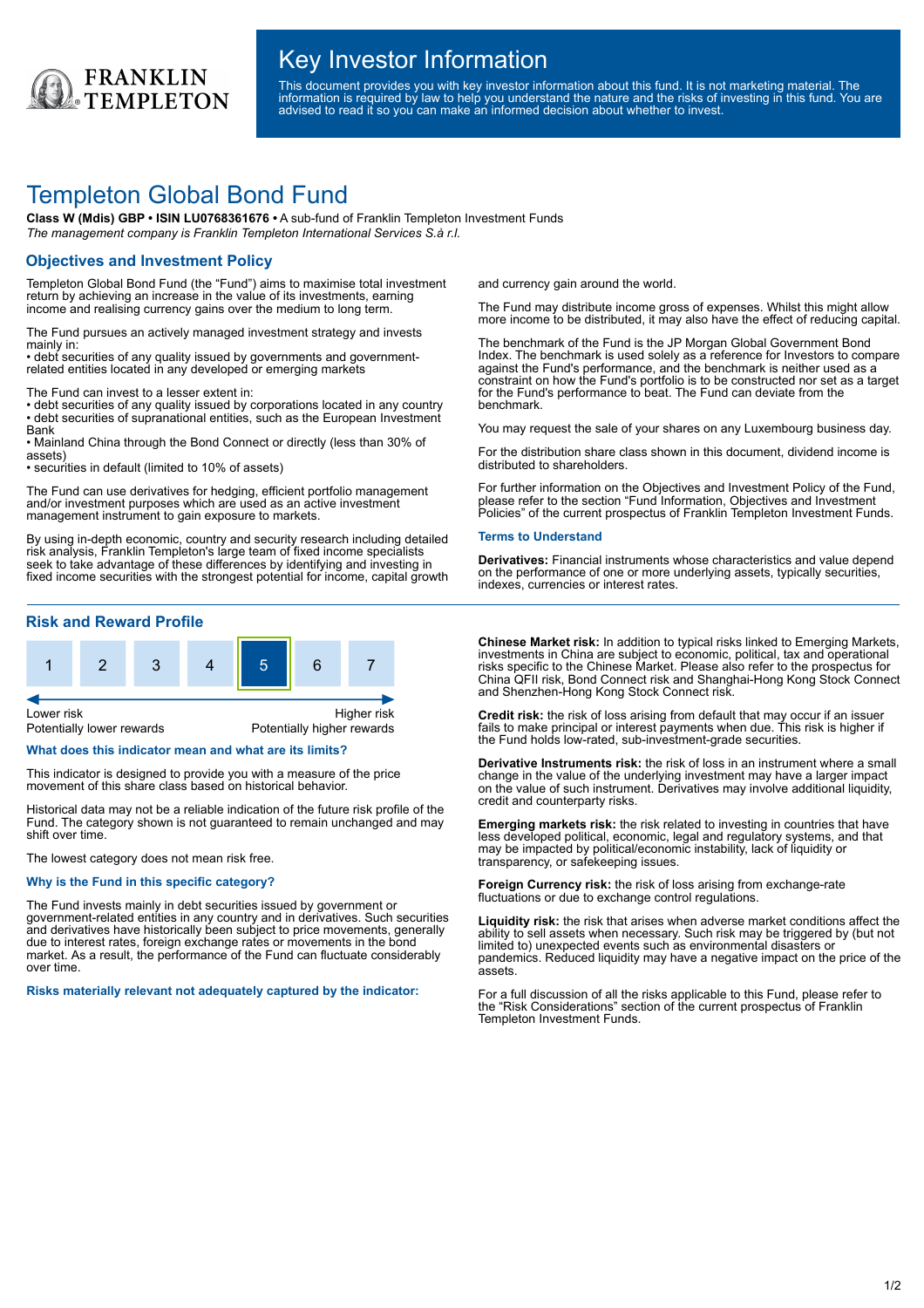# Key Investor Information

This document provides you with key investor information about this fund. It is not marketing material. The information is required by law to help you understand the nature and the risks of investing in this fund. You are advised to read it so you can make an informed decision about whether to invest.

# Templeton Global Bond Fund

**Class W (Mdis) GBP • ISIN LU0768361676 •** A sub-fund of Franklin Templeton Investment Funds

*The management company is Franklin Templeton International Services S.à r.l.*

## Objectives and Investment Policy

Templeton Global Bond Fund (the "Fund") aims to maximise total investment return by achieving an increase in the value of its investments, earning income and realising currency gains over the medium to long term.

The Fund pursues an actively managed investment strategy and invests mainly in:
• debt securities of any quality issued by governments and government-related entities located in any developed or emerging markets

The Fund can invest to a lesser extent in:
• debt securities of any quality issued by corporations located in any country
• debt securities of supranational entities, such as the European Investment Bank
• Mainland China through the Bond Connect or directly (less than 30% of assets)
• securities in default (limited to 10% of assets)

The Fund can use derivatives for hedging, efficient portfolio management and/or investment purposes which are used as an active investment management instrument to gain exposure to markets.

By using in-depth economic, country and security research including detailed risk analysis, Franklin Templeton's large team of fixed income specialists seek to take advantage of these differences by identifying and investing in fixed income securities with the strongest potential for income, capital growth and currency gain around the world.

The Fund may distribute income gross of expenses. Whilst this might allow more income to be distributed, it may also have the effect of reducing capital.

The benchmark of the Fund is the JP Morgan Global Government Bond Index. The benchmark is used solely as a reference for Investors to compare against the Fund's performance, and the benchmark is neither used as a constraint on how the Fund's portfolio is to be constructed nor set as a target for the Fund's performance to beat. The Fund can deviate from the benchmark.

You may request the sale of your shares on any Luxembourg business day.

For the distribution share class shown in this document, dividend income is distributed to shareholders.

For further information on the Objectives and Investment Policy of the Fund, please refer to the section "Fund Information, Objectives and Investment Policies" of the current prospectus of Franklin Templeton Investment Funds.

### Terms to Understand

**Derivatives:** Financial instruments whose characteristics and value depend on the performance of one or more underlying assets, typically securities, indexes, currencies or interest rates.

## Risk and Reward Profile

| 1 | 2 | 3 | 4 | **5** | 6 | 7 |
|---|---|---|---|---|---|---|

Lower risk — Potentially lower rewards
Higher risk — Potentially higher rewards

### What does this indicator mean and what are its limits?

This indicator is designed to provide you with a measure of the price movement of this share class based on historical behavior.

Historical data may not be a reliable indication of the future risk profile of the Fund. The category shown is not guaranteed to remain unchanged and may shift over time.

The lowest category does not mean risk free.

### Why is the Fund in this specific category?

The Fund invests mainly in debt securities issued by government or government-related entities in any country and in derivatives. Such securities and derivatives have historically been subject to price movements, generally due to interest rates, foreign exchange rates or movements in the bond market. As a result, the performance of the Fund can fluctuate considerably over time.

### Risks materially relevant not adequately captured by the indicator:

**Chinese Market risk:** In addition to typical risks linked to Emerging Markets, investments in China are subject to economic, political, tax and operational risks specific to the Chinese Market. Please also refer to the prospectus for China QFII risk, Bond Connect risk and Shanghai-Hong Kong Stock Connect and Shenzhen-Hong Kong Stock Connect risk.

**Credit risk:** the risk of loss arising from default that may occur if an issuer fails to make principal or interest payments when due. This risk is higher if the Fund holds low-rated, sub-investment-grade securities.

**Derivative Instruments risk:** the risk of loss in an instrument where a small change in the value of the underlying investment may have a larger impact on the value of such instrument. Derivatives may involve additional liquidity, credit and counterparty risks.

**Emerging markets risk:** the risk related to investing in countries that have less developed political, economic, legal and regulatory systems, and that may be impacted by political/economic instability, lack of liquidity or transparency, or safekeeping issues.

**Foreign Currency risk:** the risk of loss arising from exchange-rate fluctuations or due to exchange control regulations.

**Liquidity risk:** the risk that arises when adverse market conditions affect the ability to sell assets when necessary. Such risk may be triggered by (but not limited to) unexpected events such as environmental disasters or pandemics. Reduced liquidity may have a negative impact on the price of the assets.

For a full discussion of all the risks applicable to this Fund, please refer to the "Risk Considerations" section of the current prospectus of Franklin Templeton Investment Funds.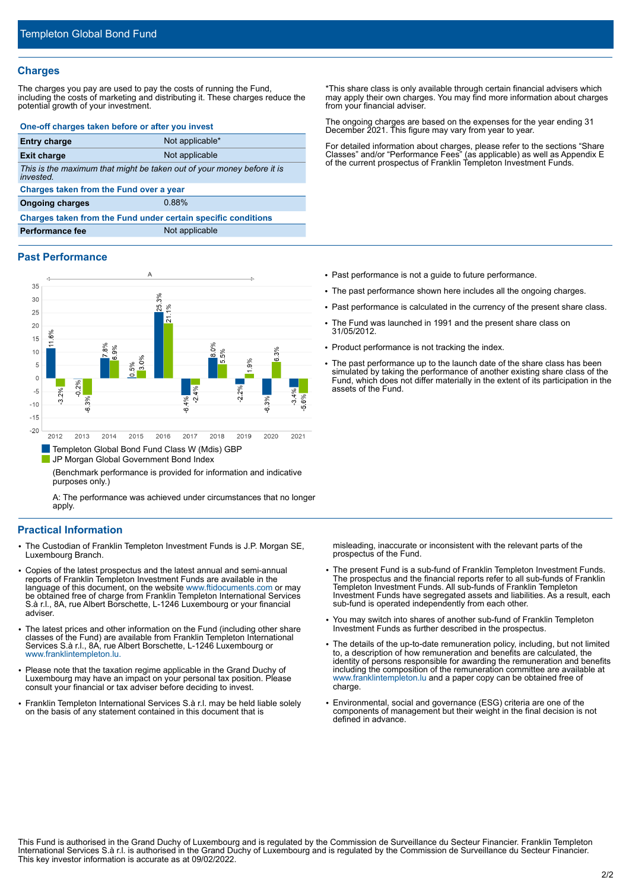# Templeton Global Bond Fund

## Charges

The charges you pay are used to pay the costs of running the Fund, including the costs of marketing and distributing it. These charges reduce the potential growth of your investment.

| One-off charges taken before or after you invest | |
|---|---|
| **Entry charge** | Not applicable* |
| **Exit charge** | Not applicable |
| *This is the maximum that might be taken out of your money before it is invested.* | |
| **Charges taken from the Fund over a year** | |
| **Ongoing charges** | 0.88% |
| **Charges taken from the Fund under certain specific conditions** | |
| **Performance fee** | Not applicable |

*This share class is only available through certain financial advisers which may apply their own charges. You may find more information about charges from your financial adviser.

The ongoing charges are based on the expenses for the year ending 31 December 2021. This figure may vary from year to year.

For detailed information about charges, please refer to the sections "Share Classes" and/or "Performance Fees" (as applicable) as well as Appendix E of the current prospectus of Franklin Templeton Investment Funds.

## Past Performance

A

35
30
25
20
15
10
5
0
-5
-10
-15
-20

2012: 11.6% -3.2%
2013: -0.2% -6.3%
2014: 7.8% 6.9%
2015: 0.5% 3.0%
2016: 25.3% 21.1%
2017: -6.4% -2.4%
2018: 8.0% 5.5%
2019: -2.2% 1.9%
2020: -6.3% 6.3%
2021: -3.4% -5.6%

Templeton Global Bond Fund Class W (Mdis) GBP
JP Morgan Global Government Bond Index

(Benchmark performance is provided for information and indicative purposes only.)

A: The performance was achieved under circumstances that no longer apply.

- Past performance is not a guide to future performance.
- The past performance shown here includes all the ongoing charges.
- Past performance is calculated in the currency of the present share class.
- The Fund was launched in 1991 and the present share class on 31/05/2012.
- Product performance is not tracking the index.
- The past performance up to the launch date of the share class has been simulated by taking the performance of another existing share class of the Fund, which does not differ materially in the extent of its participation in the assets of the Fund.

## Practical Information

- The Custodian of Franklin Templeton Investment Funds is J.P. Morgan SE, Luxembourg Branch.
- Copies of the latest prospectus and the latest annual and semi-annual reports of Franklin Templeton Investment Funds are available in the language of this document, on the website www.ftidocuments.com or may be obtained free of charge from Franklin Templeton International Services S.à r.l., 8A, rue Albert Borschette, L-1246 Luxembourg or your financial adviser.
- The latest prices and other information on the Fund (including other share classes of the Fund) are available from Franklin Templeton International Services S.à r.l., 8A, rue Albert Borschette, L-1246 Luxembourg or www.franklintempleton.lu.
- Please note that the taxation regime applicable in the Grand Duchy of Luxembourg may have an impact on your personal tax position. Please consult your financial or tax adviser before deciding to invest.
- Franklin Templeton International Services S.à r.l. may be held liable solely on the basis of any statement contained in this document that is misleading, inaccurate or inconsistent with the relevant parts of the prospectus of the Fund.
- The present Fund is a sub-fund of Franklin Templeton Investment Funds. The prospectus and the financial reports refer to all sub-funds of Franklin Templeton Investment Funds. All sub-funds of Franklin Templeton Investment Funds have segregated assets and liabilities. As a result, each sub-fund is operated independently from each other.
- You may switch into shares of another sub-fund of Franklin Templeton Investment Funds as further described in the prospectus.
- The details of the up-to-date remuneration policy, including, but not limited to, a description of how remuneration and benefits are calculated, the identity of persons responsible for awarding the remuneration and benefits including the composition of the remuneration committee are available at www.franklintempleton.lu and a paper copy can be obtained free of charge.
- Environmental, social and governance (ESG) criteria are one of the components of management but their weight in the final decision is not defined in advance.

This Fund is authorised in the Grand Duchy of Luxembourg and is regulated by the Commission de Surveillance du Secteur Financier. Franklin Templeton International Services S.à r.l. is authorised in the Grand Duchy of Luxembourg and is regulated by the Commission de Surveillance du Secteur Financier. This key investor information is accurate as at 09/02/2022.